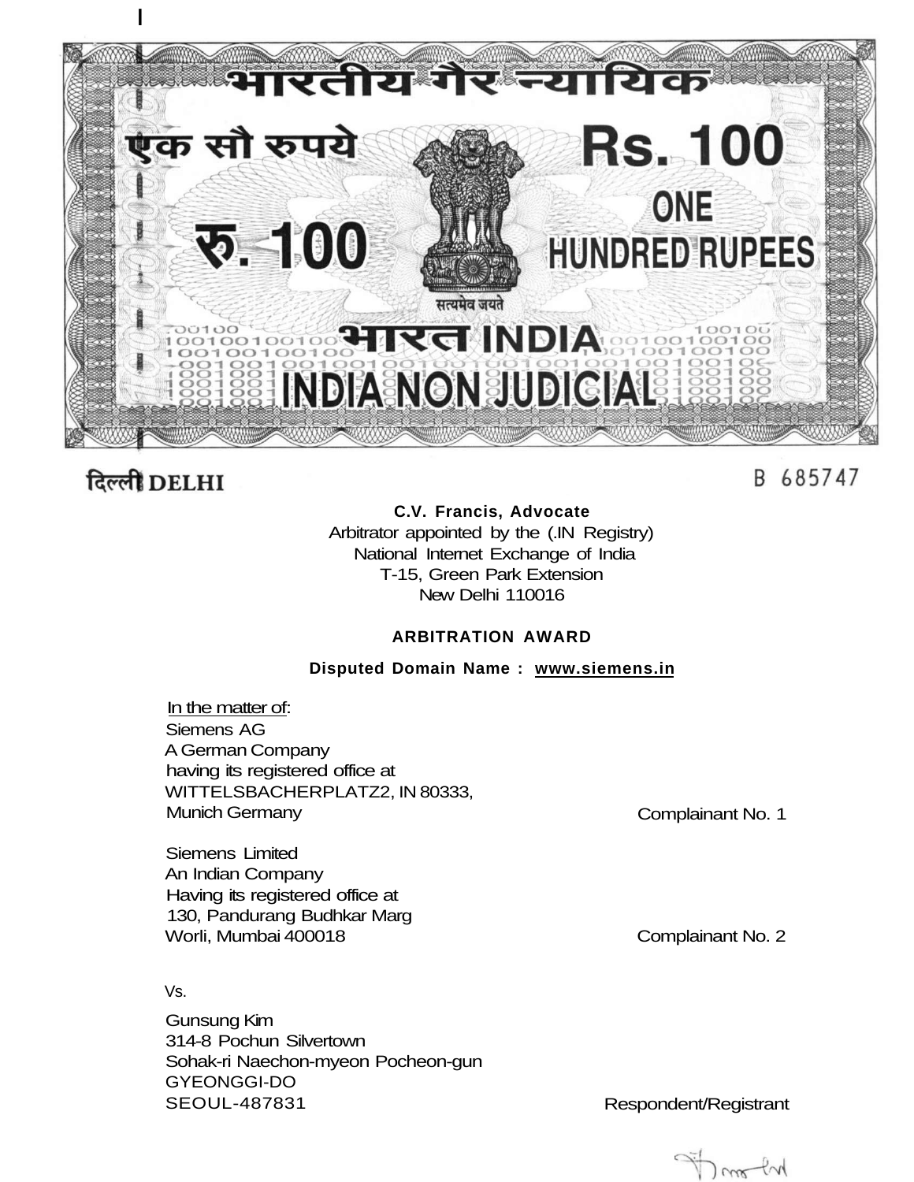भारतीय गैर न्यायिक

एक सौ रुपये

Rs. 100

ONE HUNDRED RUPEES

रु. 100

सत्यमेव जयते

भारत INDIA

INDIA NON JUDICIAL

दिल्ली DELHI

B 685747

**C.V. Francis, Advocate**
Arbitrator appointed by the (.IN Registry)
National Internet Exchange of India
T-15, Green Park Extension
New Delhi 110016

**ARBITRATION AWARD**

**Disputed Domain Name : www.siemens.in**

In the matter of:

Siemens AG
A German Company
having its registered office at
WITTELSBACHERPLATZ2, IN 80333,
Munich Germany — Complainant No. 1

Siemens Limited
An Indian Company
Having its registered office at
130, Pandurang Budhkar Marg
Worli, Mumbai 400018 — Complainant No. 2

Vs.

Gunsung Kim
314-8 Pochun Silvertown
Sohak-ri Naechon-myeon Pocheon-gun
GYEONGGI-DO
SEOUL-487831 — Respondent/Registrant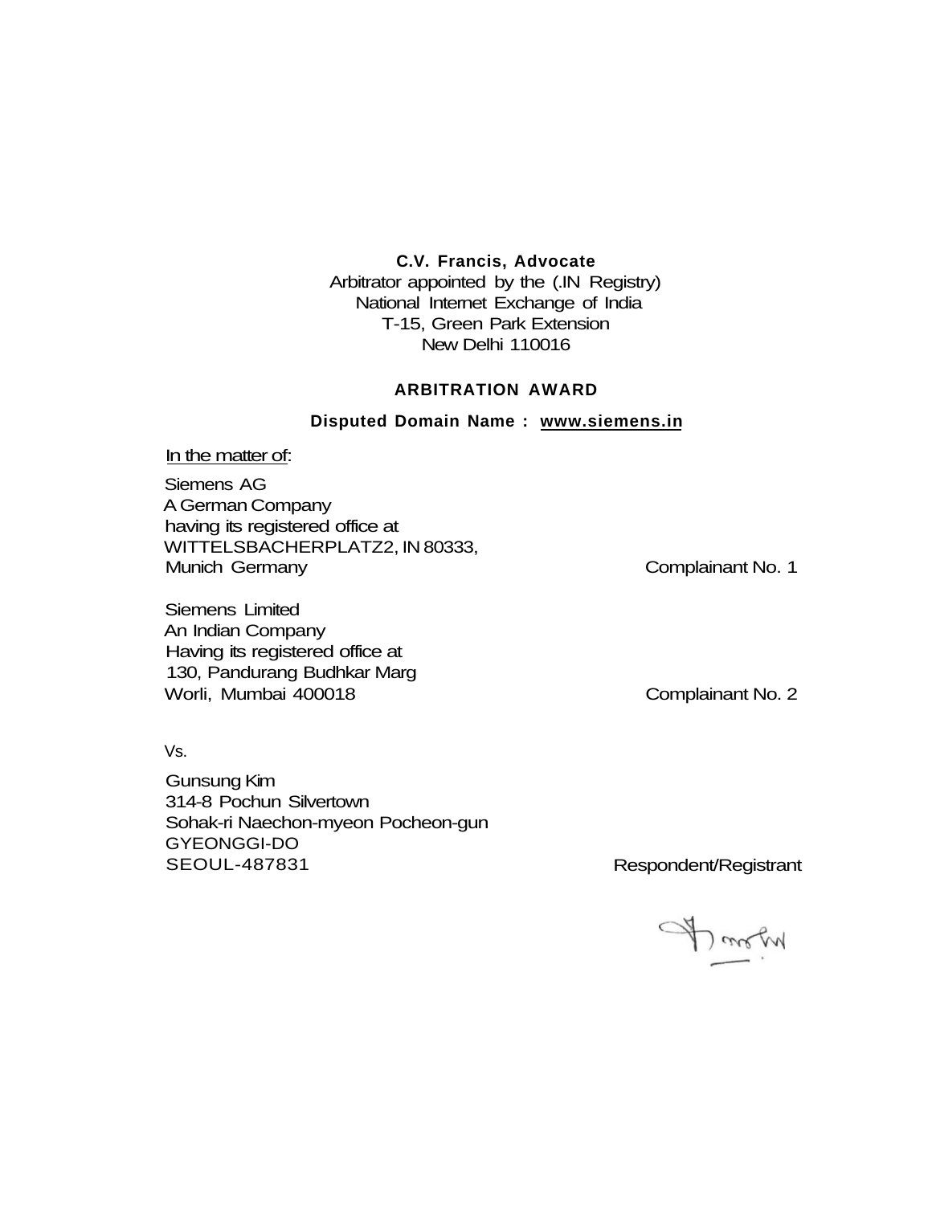**C.V. Francis, Advocate**
Arbitrator appointed by the (.IN Registry)
National Internet Exchange of India
T-15, Green Park Extension
New Delhi 110016

## ARBITRATION AWARD

**Disputed Domain Name : www.siemens.in**

In the matter of:

Siemens AG
A German Company
having its registered office at
WITTELSBACHERPLATZ2, IN 80333,
Munich Germany — Complainant No. 1

Siemens Limited
An Indian Company
Having its registered office at
130, Pandurang Budhkar Marg
Worli, Mumbai 400018 — Complainant No. 2

Vs.

Gunsung Kim
314-8 Pochun Silvertown
Sohak-ri Naechon-myeon Pocheon-gun
GYEONGGI-DO
SEOUL-487831 — Respondent/Registrant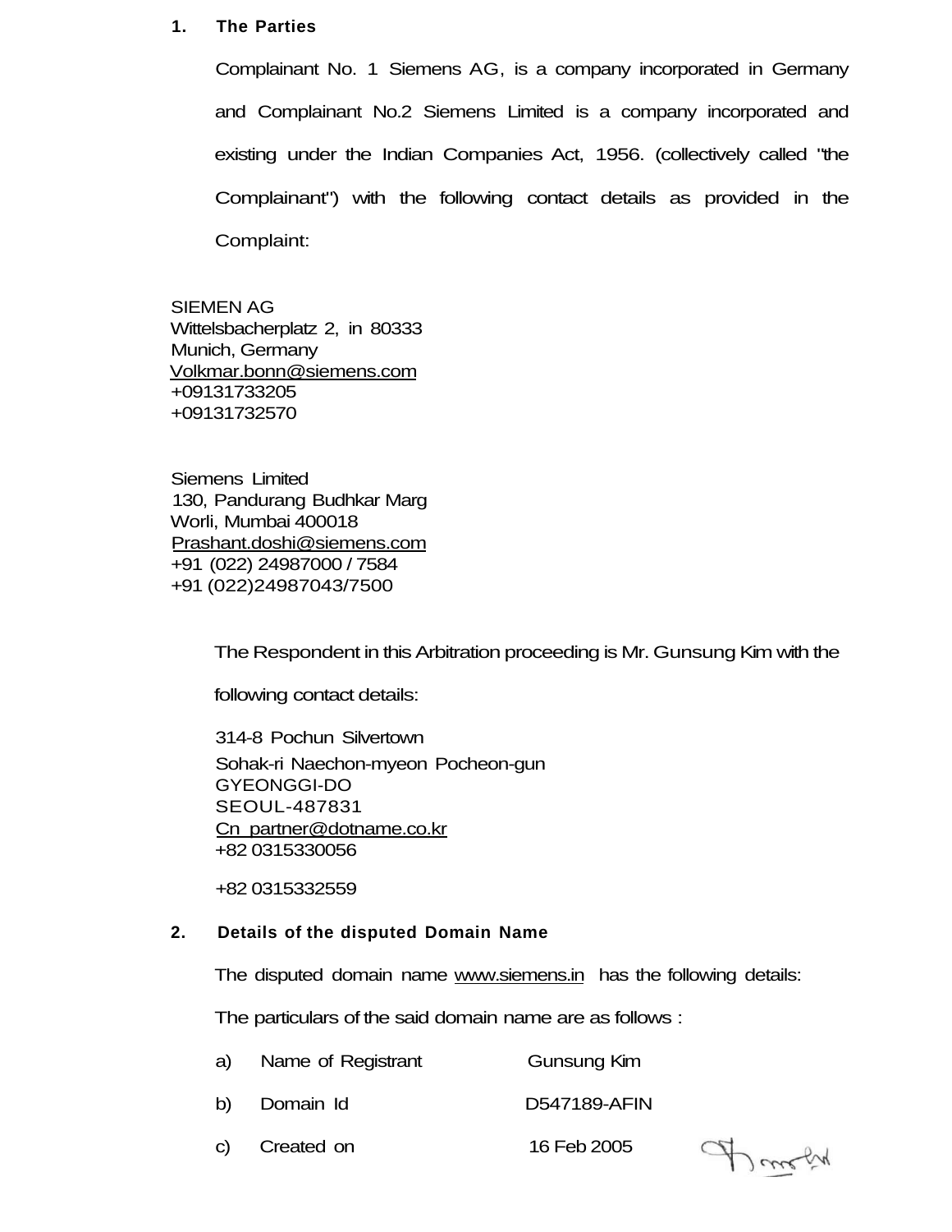**1. The Parties**

Complainant No. 1 Siemens AG, is a company incorporated in Germany and Complainant No.2 Siemens Limited is a company incorporated and existing under the Indian Companies Act, 1956. (collectively called "the Complainant") with the following contact details as provided in the Complaint:

SIEMEN AG
Wittelsbacherplatz 2, in 80333
Munich, Germany
Volkmar.bonn@siemens.com
+09131733205
+09131732570

Siemens Limited
130, Pandurang Budhkar Marg
Worli, Mumbai 400018
Prashant.doshi@siemens.com
+91 (022) 24987000 / 7584
+91 (022)24987043/7500

The Respondent in this Arbitration proceeding is Mr. Gunsung Kim with the following contact details:

314-8 Pochun Silvertown
Sohak-ri Naechon-myeon Pocheon-gun
GYEONGGI-DO
SEOUL-487831
Cn_partner@dotname.co.kr
+82 0315330056

+82 0315332559

**2. Details of the disputed Domain Name**

The disputed domain name www.siemens.in has the following details:

The particulars of the said domain name are as follows :

a) Name of Registrant Gunsung Kim

b) Domain Id D547189-AFIN

c) Created on 16 Feb 2005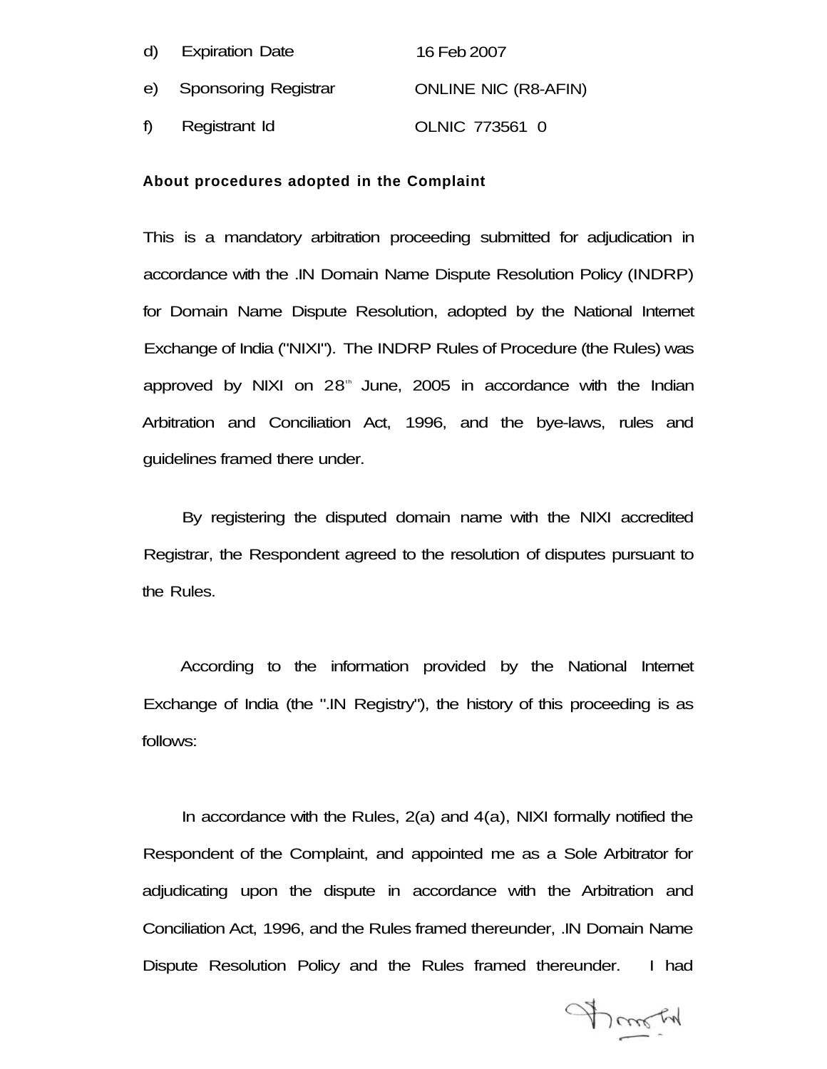d) Expiration Date 16 Feb 2007

e) Sponsoring Registrar ONLINE NIC (R8-AFIN)

f) Registrant Id OLNIC 773561 0

**About procedures adopted in the Complaint**

This is a mandatory arbitration proceeding submitted for adjudication in accordance with the .IN Domain Name Dispute Resolution Policy (INDRP) for Domain Name Dispute Resolution, adopted by the National Internet Exchange of India ("NIXI"). The INDRP Rules of Procedure (the Rules) was approved by NIXI on 28th June, 2005 in accordance with the Indian Arbitration and Conciliation Act, 1996, and the bye-laws, rules and guidelines framed there under.

By registering the disputed domain name with the NIXI accredited Registrar, the Respondent agreed to the resolution of disputes pursuant to the Rules.

According to the information provided by the National Internet Exchange of India (the ".IN Registry"), the history of this proceeding is as follows:

In accordance with the Rules, 2(a) and 4(a), NIXI formally notified the Respondent of the Complaint, and appointed me as a Sole Arbitrator for adjudicating upon the dispute in accordance with the Arbitration and Conciliation Act, 1996, and the Rules framed thereunder, .IN Domain Name Dispute Resolution Policy and the Rules framed thereunder. I had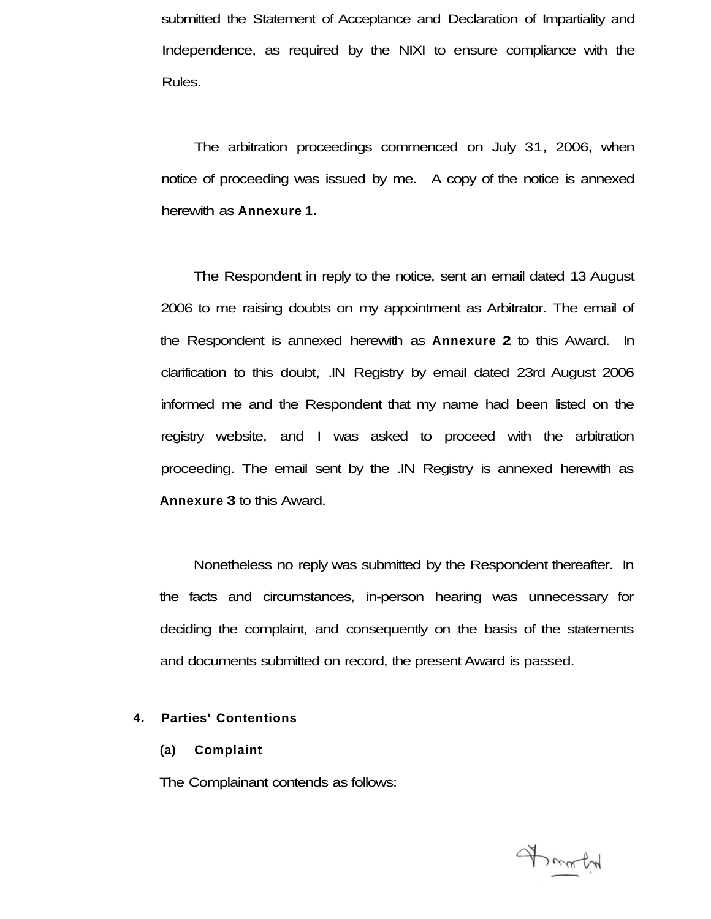submitted the Statement of Acceptance and Declaration of Impartiality and Independence, as required by the NIXI to ensure compliance with the Rules.

The arbitration proceedings commenced on July 31, 2006, when notice of proceeding was issued by me. A copy of the notice is annexed herewith as **Annexure 1.**

The Respondent in reply to the notice, sent an email dated 13 August 2006 to me raising doubts on my appointment as Arbitrator. The email of the Respondent is annexed herewith as **Annexure 2** to this Award. In clarification to this doubt, .IN Registry by email dated 23rd August 2006 informed me and the Respondent that my name had been listed on the registry website, and I was asked to proceed with the arbitration proceeding. The email sent by the .IN Registry is annexed herewith as **Annexure 3** to this Award.

Nonetheless no reply was submitted by the Respondent thereafter. In the facts and circumstances, in-person hearing was unnecessary for deciding the complaint, and consequently on the basis of the statements and documents submitted on record, the present Award is passed.

**4. Parties' Contentions**

**(a) Complaint**

The Complainant contends as follows: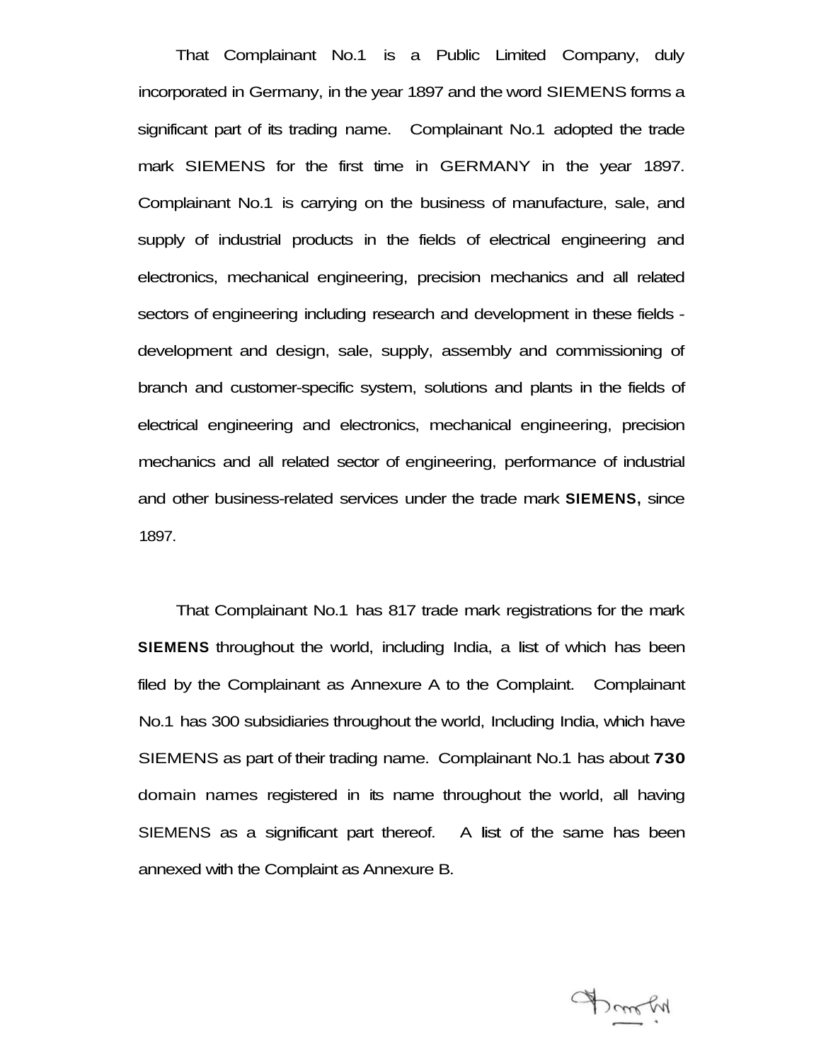That Complainant No.1 is a Public Limited Company, duly incorporated in Germany, in the year 1897 and the word SIEMENS forms a significant part of its trading name. Complainant No.1 adopted the trade mark SIEMENS for the first time in GERMANY in the year 1897. Complainant No.1 is carrying on the business of manufacture, sale, and supply of industrial products in the fields of electrical engineering and electronics, mechanical engineering, precision mechanics and all related sectors of engineering including research and development in these fields - development and design, sale, supply, assembly and commissioning of branch and customer-specific system, solutions and plants in the fields of electrical engineering and electronics, mechanical engineering, precision mechanics and all related sector of engineering, performance of industrial and other business-related services under the trade mark **SIEMENS,** since 1897.

That Complainant No.1 has 817 trade mark registrations for the mark **SIEMENS** throughout the world, including India, a list of which has been filed by the Complainant as Annexure A to the Complaint. Complainant No.1 has 300 subsidiaries throughout the world, Including India, which have SIEMENS as part of their trading name. Complainant No.1 has about **730** domain names registered in its name throughout the world, all having SIEMENS as a significant part thereof. A list of the same has been annexed with the Complaint as Annexure B.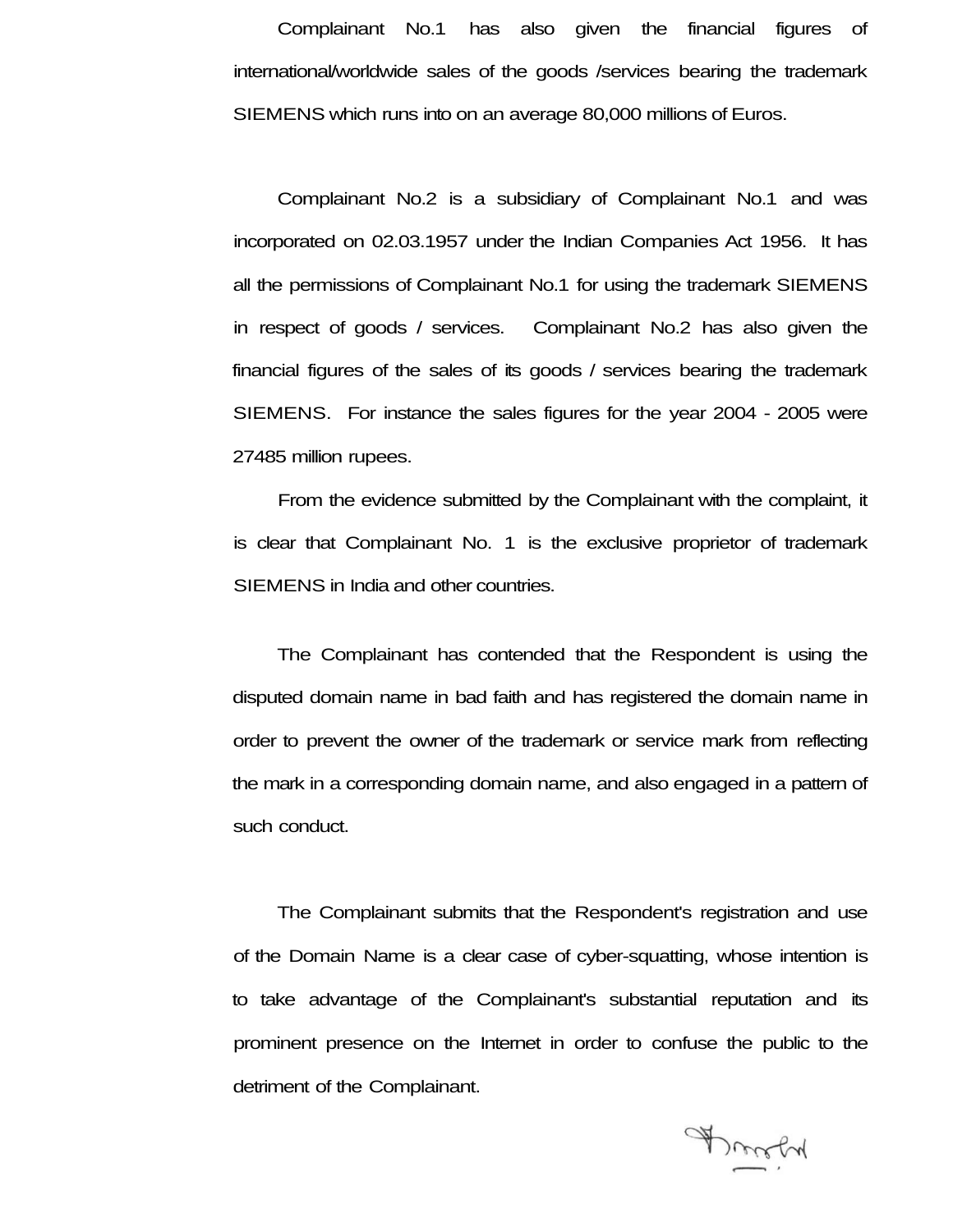Complainant No.1 has also given the financial figures of international/worldwide sales of the goods /services bearing the trademark SIEMENS which runs into on an average 80,000 millions of Euros.

Complainant No.2 is a subsidiary of Complainant No.1 and was incorporated on 02.03.1957 under the Indian Companies Act 1956. It has all the permissions of Complainant No.1 for using the trademark SIEMENS in respect of goods / services. Complainant No.2 has also given the financial figures of the sales of its goods / services bearing the trademark SIEMENS. For instance the sales figures for the year 2004 - 2005 were 27485 million rupees.

From the evidence submitted by the Complainant with the complaint, it is clear that Complainant No. 1 is the exclusive proprietor of trademark SIEMENS in India and other countries.

The Complainant has contended that the Respondent is using the disputed domain name in bad faith and has registered the domain name in order to prevent the owner of the trademark or service mark from reflecting the mark in a corresponding domain name, and also engaged in a pattern of such conduct.

The Complainant submits that the Respondent's registration and use of the Domain Name is a clear case of cyber-squatting, whose intention is to take advantage of the Complainant's substantial reputation and its prominent presence on the Internet in order to confuse the public to the detriment of the Complainant.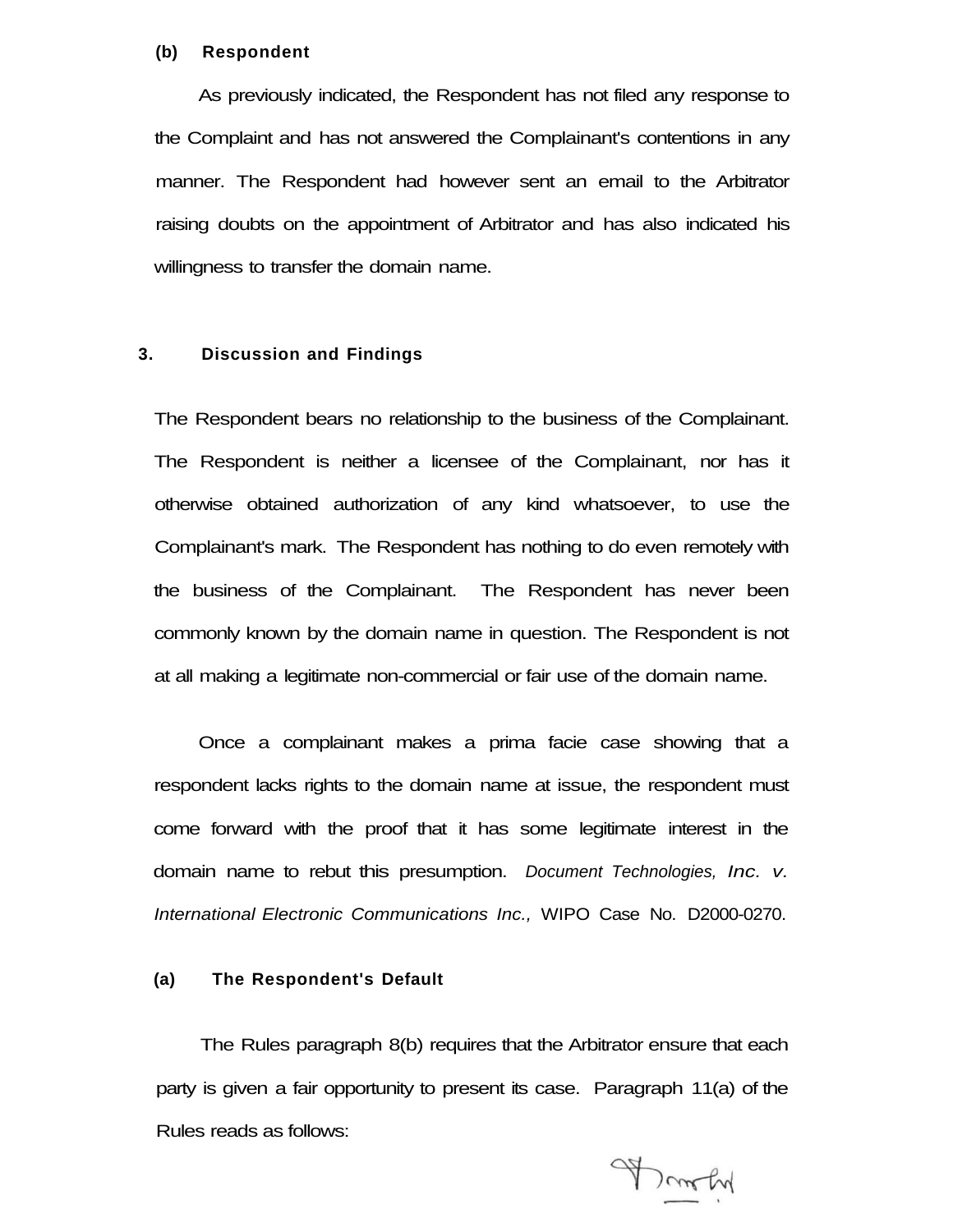**(b) Respondent**

As previously indicated, the Respondent has not filed any response to the Complaint and has not answered the Complainant's contentions in any manner. The Respondent had however sent an email to the Arbitrator raising doubts on the appointment of Arbitrator and has also indicated his willingness to transfer the domain name.

## 3. Discussion and Findings

The Respondent bears no relationship to the business of the Complainant. The Respondent is neither a licensee of the Complainant, nor has it otherwise obtained authorization of any kind whatsoever, to use the Complainant's mark. The Respondent has nothing to do even remotely with the business of the Complainant. The Respondent has never been commonly known by the domain name in question. The Respondent is not at all making a legitimate non-commercial or fair use of the domain name.

Once a complainant makes a prima facie case showing that a respondent lacks rights to the domain name at issue, the respondent must come forward with the proof that it has some legitimate interest in the domain name to rebut this presumption. *Document Technologies, Inc. v. International Electronic Communications Inc.,* WIPO Case No. D2000-0270.

**(a) The Respondent's Default**

The Rules paragraph 8(b) requires that the Arbitrator ensure that each party is given a fair opportunity to present its case. Paragraph 11(a) of the Rules reads as follows: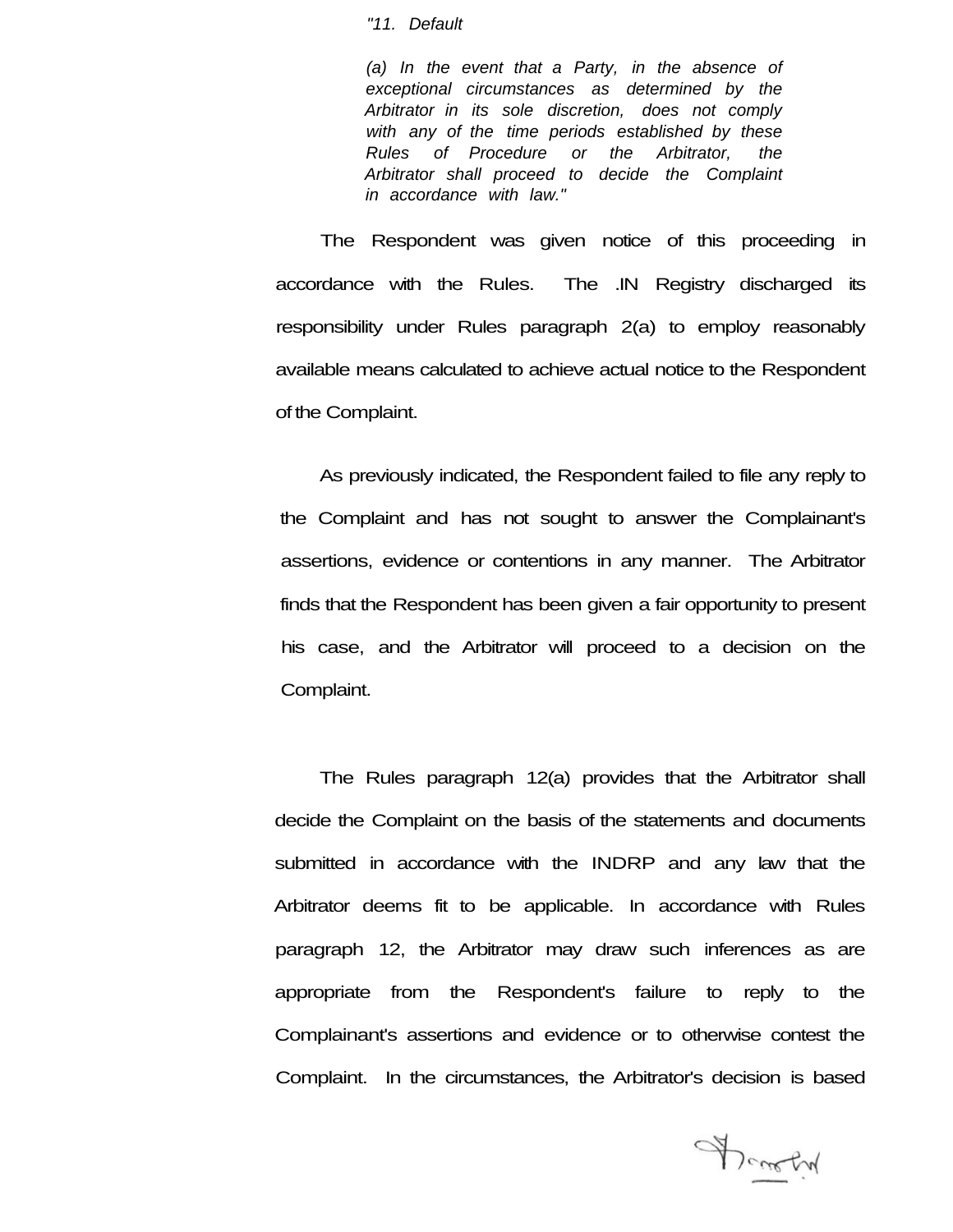> *"11. Default*
>
> *(a) In the event that a Party, in the absence of exceptional circumstances as determined by the Arbitrator in its sole discretion, does not comply with any of the time periods established by these Rules of Procedure or the Arbitrator, the Arbitrator shall proceed to decide the Complaint in accordance with law."*

The Respondent was given notice of this proceeding in accordance with the Rules. The .IN Registry discharged its responsibility under Rules paragraph 2(a) to employ reasonably available means calculated to achieve actual notice to the Respondent of the Complaint.

As previously indicated, the Respondent failed to file any reply to the Complaint and has not sought to answer the Complainant's assertions, evidence or contentions in any manner. The Arbitrator finds that the Respondent has been given a fair opportunity to present his case, and the Arbitrator will proceed to a decision on the Complaint.

The Rules paragraph 12(a) provides that the Arbitrator shall decide the Complaint on the basis of the statements and documents submitted in accordance with the INDRP and any law that the Arbitrator deems fit to be applicable. In accordance with Rules paragraph 12, the Arbitrator may draw such inferences as are appropriate from the Respondent's failure to reply to the Complainant's assertions and evidence or to otherwise contest the Complaint. In the circumstances, the Arbitrator's decision is based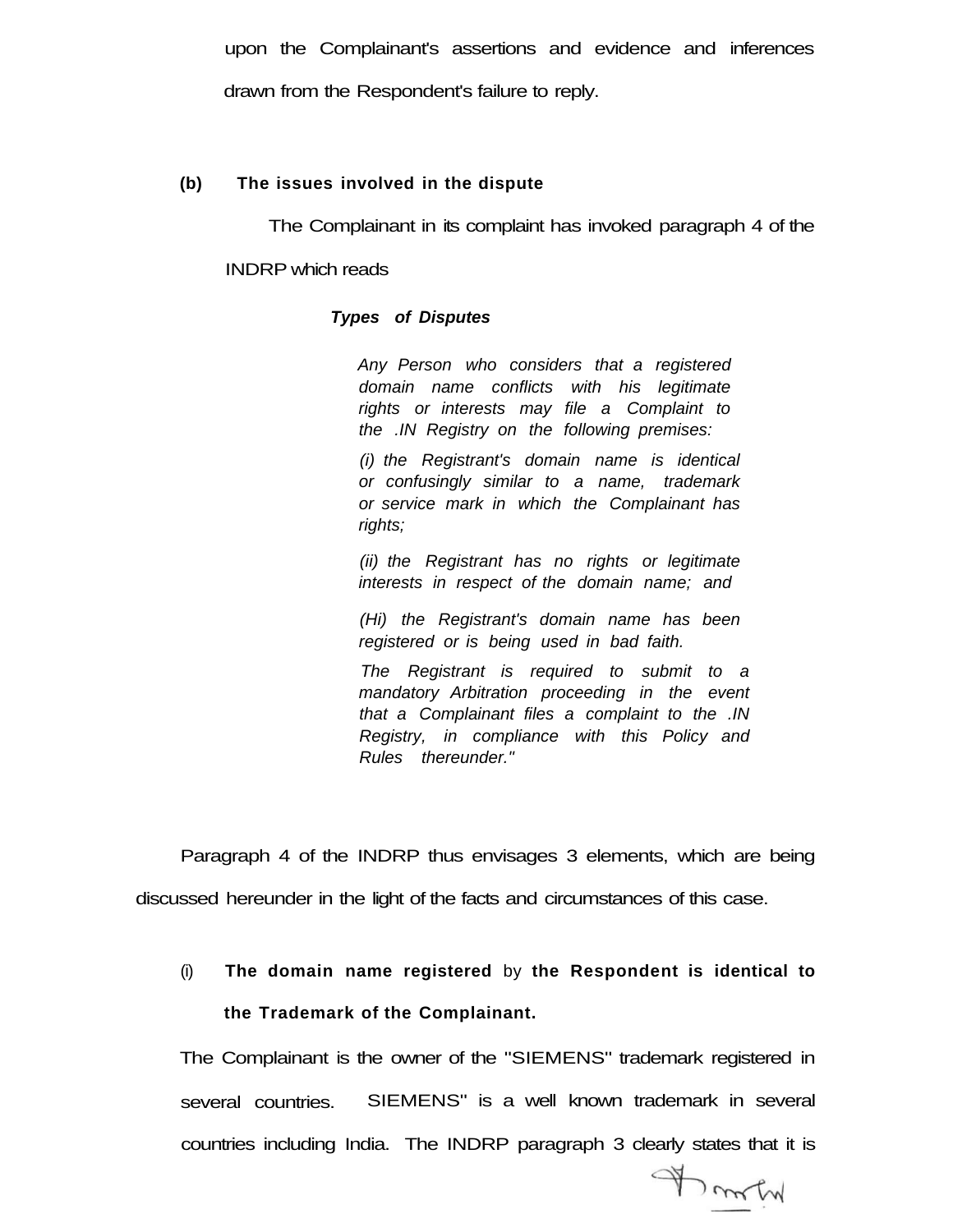upon the Complainant's assertions and evidence and inferences drawn from the Respondent's failure to reply.

**(b) The issues involved in the dispute**

The Complainant in its complaint has invoked paragraph 4 of the INDRP which reads

***Types of Disputes***

*Any Person who considers that a registered domain name conflicts with his legitimate rights or interests may file a Complaint to the .IN Registry on the following premises:*

*(i) the Registrant's domain name is identical or confusingly similar to a name, trademark or service mark in which the Complainant has rights;*

*(ii) the Registrant has no rights or legitimate interests in respect of the domain name; and*

*(Hi) the Registrant's domain name has been registered or is being used in bad faith.*

*The Registrant is required to submit to a mandatory Arbitration proceeding in the event that a Complainant files a complaint to the .IN Registry, in compliance with this Policy and Rules thereunder."*

Paragraph 4 of the INDRP thus envisages 3 elements, which are being discussed hereunder in the light of the facts and circumstances of this case.

(i) **The domain name registered** by **the Respondent is identical to the Trademark of the Complainant.**

The Complainant is the owner of the "SIEMENS" trademark registered in several countries. SIEMENS" is a well known trademark in several countries including India. The INDRP paragraph 3 clearly states that it is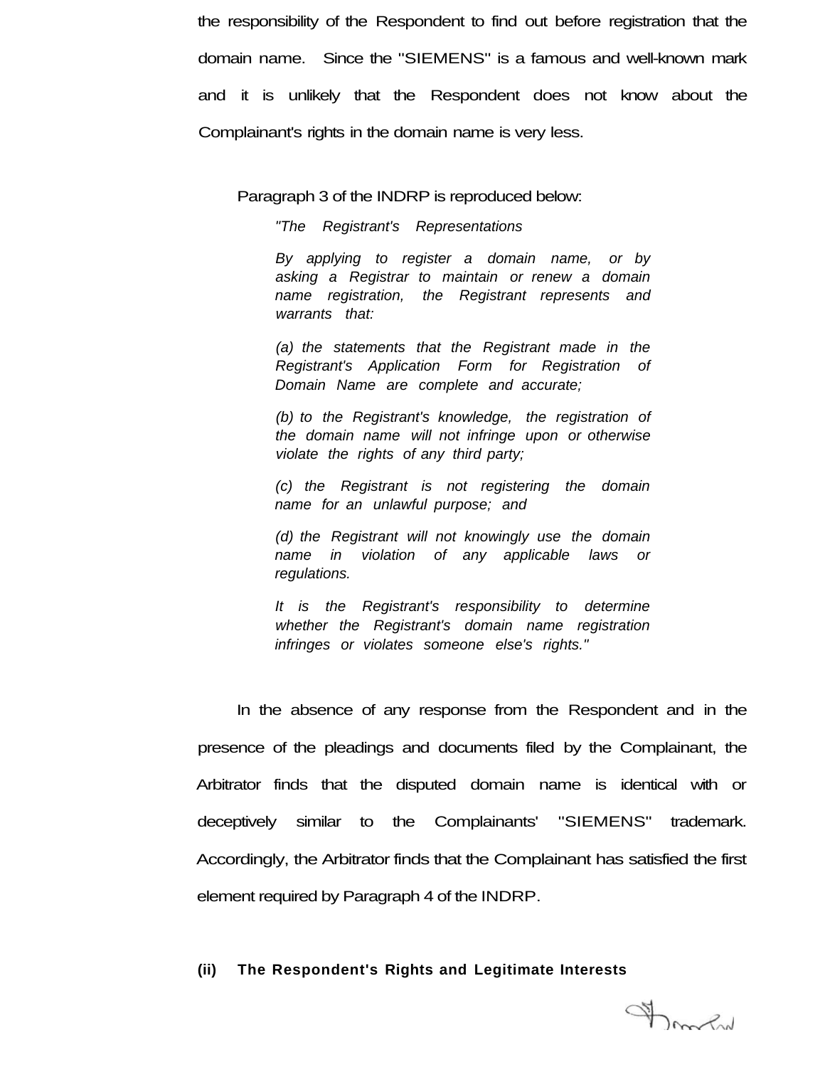the responsibility of the Respondent to find out before registration that the domain name. Since the "SIEMENS" is a famous and well-known mark and it is unlikely that the Respondent does not know about the Complainant's rights in the domain name is very less.

Paragraph 3 of the INDRP is reproduced below:

> *"The Registrant's Representations*
>
> *By applying to register a domain name, or by asking a Registrar to maintain or renew a domain name registration, the Registrant represents and warrants that:*
>
> *(a) the statements that the Registrant made in the Registrant's Application Form for Registration of Domain Name are complete and accurate;*
>
> *(b) to the Registrant's knowledge, the registration of the domain name will not infringe upon or otherwise violate the rights of any third party;*
>
> *(c) the Registrant is not registering the domain name for an unlawful purpose; and*
>
> *(d) the Registrant will not knowingly use the domain name in violation of any applicable laws or regulations.*
>
> *It is the Registrant's responsibility to determine whether the Registrant's domain name registration infringes or violates someone else's rights."*

In the absence of any response from the Respondent and in the presence of the pleadings and documents filed by the Complainant, the Arbitrator finds that the disputed domain name is identical with or deceptively similar to the Complainants' "SIEMENS" trademark. Accordingly, the Arbitrator finds that the Complainant has satisfied the first element required by Paragraph 4 of the INDRP.

**(ii) The Respondent's Rights and Legitimate Interests**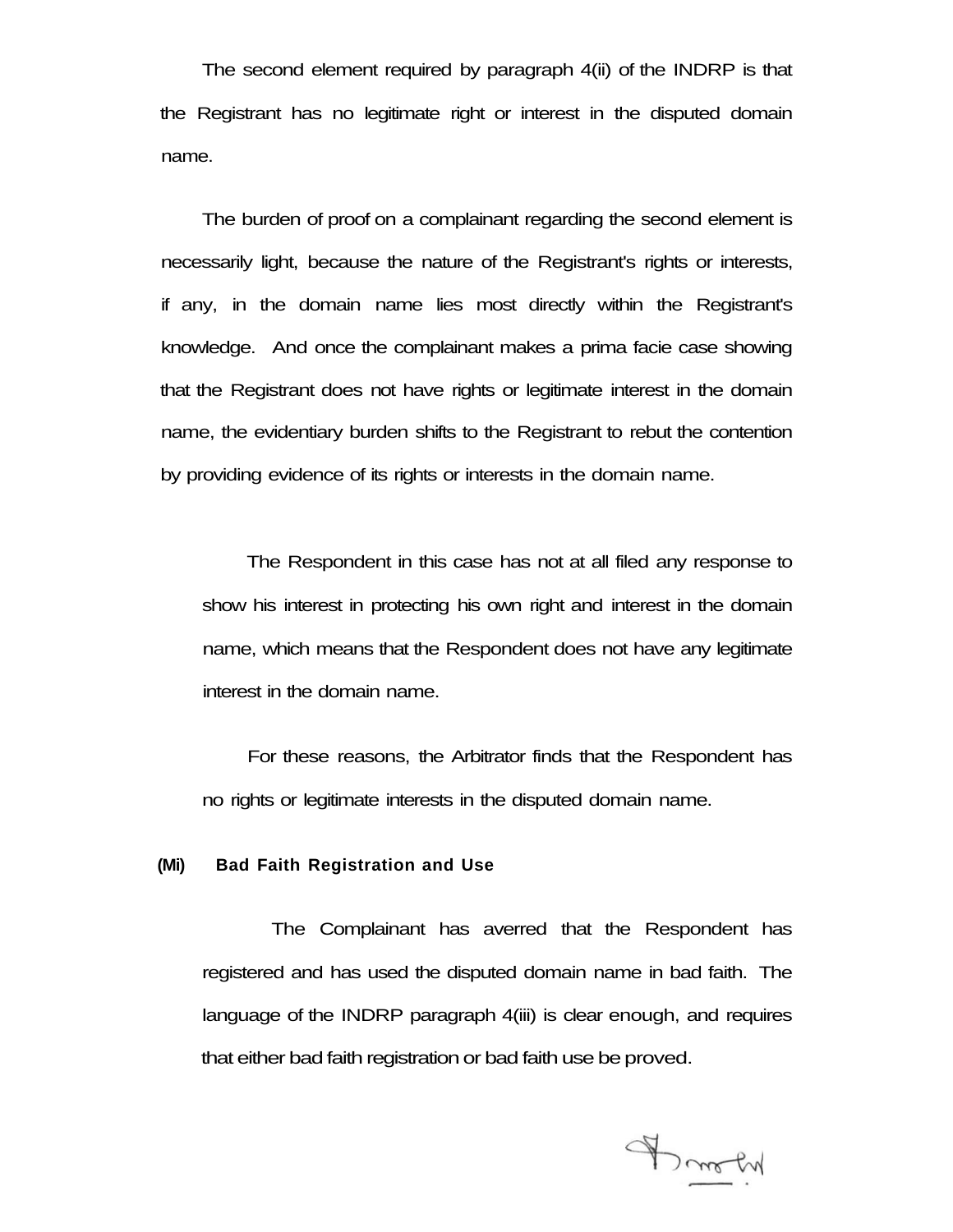The second element required by paragraph 4(ii) of the INDRP is that the Registrant has no legitimate right or interest in the disputed domain name.

The burden of proof on a complainant regarding the second element is necessarily light, because the nature of the Registrant's rights or interests, if any, in the domain name lies most directly within the Registrant's knowledge. And once the complainant makes a prima facie case showing that the Registrant does not have rights or legitimate interest in the domain name, the evidentiary burden shifts to the Registrant to rebut the contention by providing evidence of its rights or interests in the domain name.

The Respondent in this case has not at all filed any response to show his interest in protecting his own right and interest in the domain name, which means that the Respondent does not have any legitimate interest in the domain name.

For these reasons, the Arbitrator finds that the Respondent has no rights or legitimate interests in the disputed domain name.

**(Mi) Bad Faith Registration and Use**

The Complainant has averred that the Respondent has registered and has used the disputed domain name in bad faith. The language of the INDRP paragraph 4(iii) is clear enough, and requires that either bad faith registration or bad faith use be proved.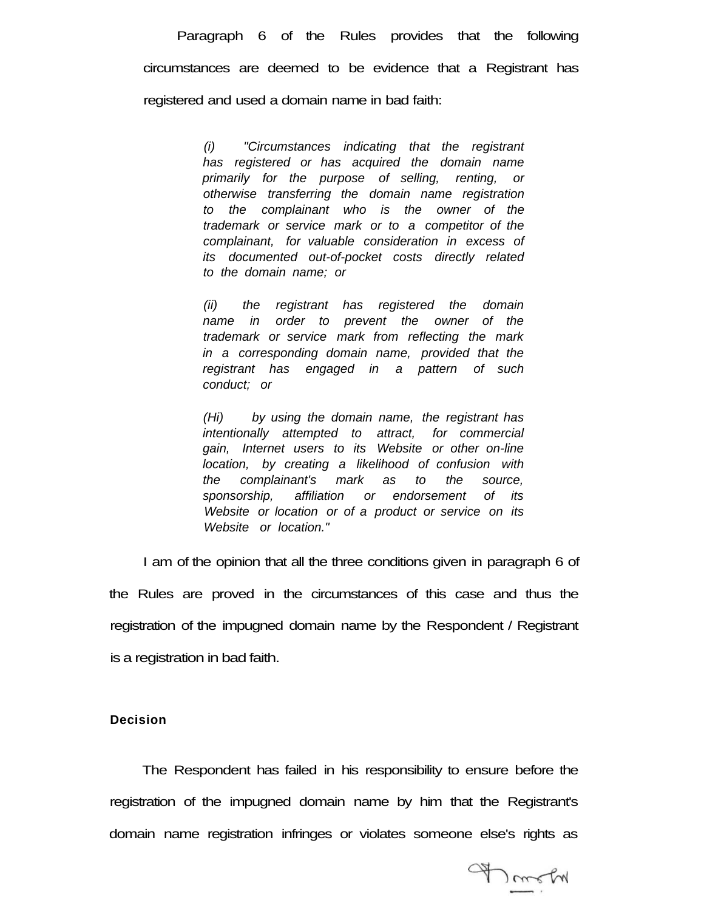Paragraph 6 of the Rules provides that the following circumstances are deemed to be evidence that a Registrant has registered and used a domain name in bad faith:

> *(i) "Circumstances indicating that the registrant has registered or has acquired the domain name primarily for the purpose of selling, renting, or otherwise transferring the domain name registration to the complainant who is the owner of the trademark or service mark or to a competitor of the complainant, for valuable consideration in excess of its documented out-of-pocket costs directly related to the domain name; or*
>
> *(ii) the registrant has registered the domain name in order to prevent the owner of the trademark or service mark from reflecting the mark in a corresponding domain name, provided that the registrant has engaged in a pattern of such conduct; or*
>
> *(Hi) by using the domain name, the registrant has intentionally attempted to attract, for commercial gain, Internet users to its Website or other on-line location, by creating a likelihood of confusion with the complainant's mark as to the source, sponsorship, affiliation or endorsement of its Website or location or of a product or service on its Website or location."*

I am of the opinion that all the three conditions given in paragraph 6 of the Rules are proved in the circumstances of this case and thus the registration of the impugned domain name by the Respondent / Registrant is a registration in bad faith.

**Decision**

The Respondent has failed in his responsibility to ensure before the registration of the impugned domain name by him that the Registrant's domain name registration infringes or violates someone else's rights as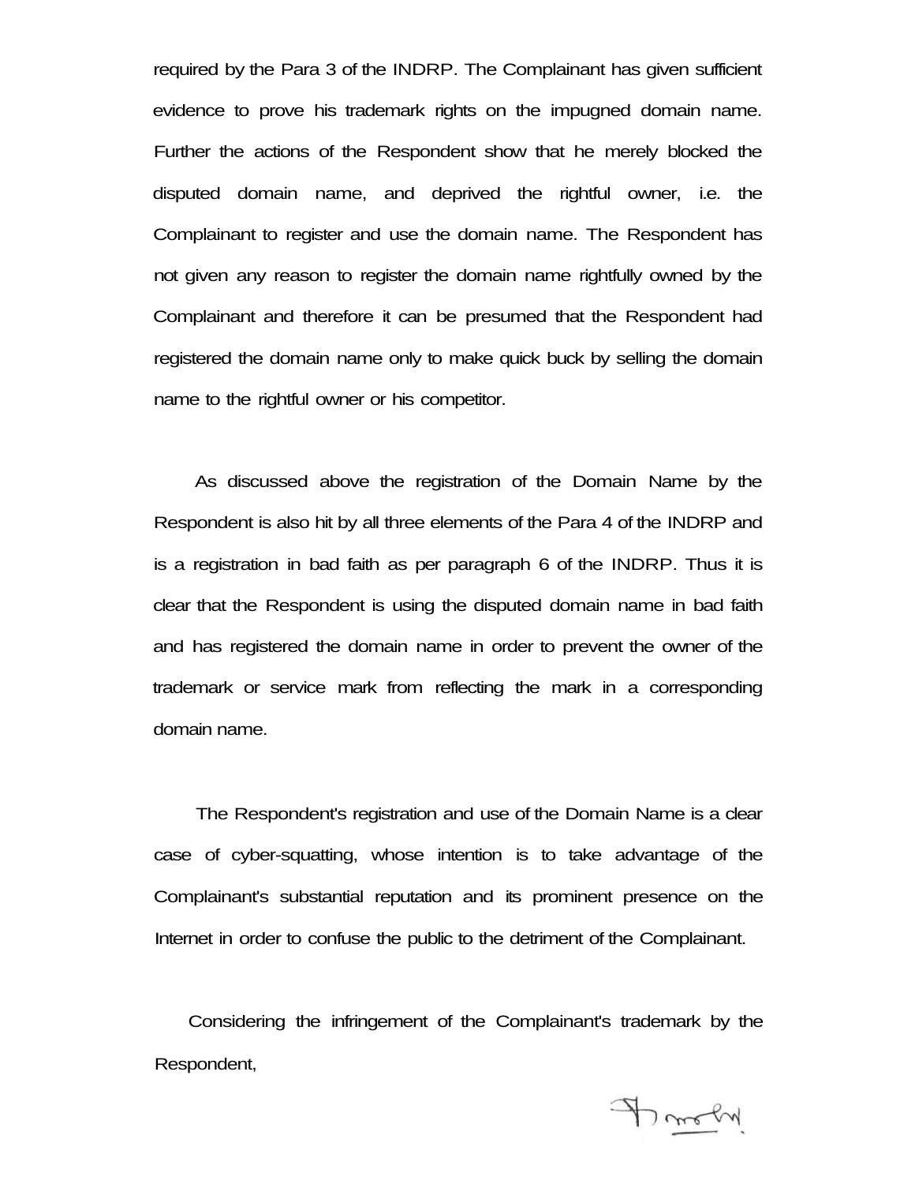required by the Para 3 of the INDRP. The Complainant has given sufficient evidence to prove his trademark rights on the impugned domain name. Further the actions of the Respondent show that he merely blocked the disputed domain name, and deprived the rightful owner, i.e. the Complainant to register and use the domain name. The Respondent has not given any reason to register the domain name rightfully owned by the Complainant and therefore it can be presumed that the Respondent had registered the domain name only to make quick buck by selling the domain name to the rightful owner or his competitor.

As discussed above the registration of the Domain Name by the Respondent is also hit by all three elements of the Para 4 of the INDRP and is a registration in bad faith as per paragraph 6 of the INDRP. Thus it is clear that the Respondent is using the disputed domain name in bad faith and has registered the domain name in order to prevent the owner of the trademark or service mark from reflecting the mark in a corresponding domain name.

The Respondent's registration and use of the Domain Name is a clear case of cyber-squatting, whose intention is to take advantage of the Complainant's substantial reputation and its prominent presence on the Internet in order to confuse the public to the detriment of the Complainant.

Considering the infringement of the Complainant's trademark by the Respondent,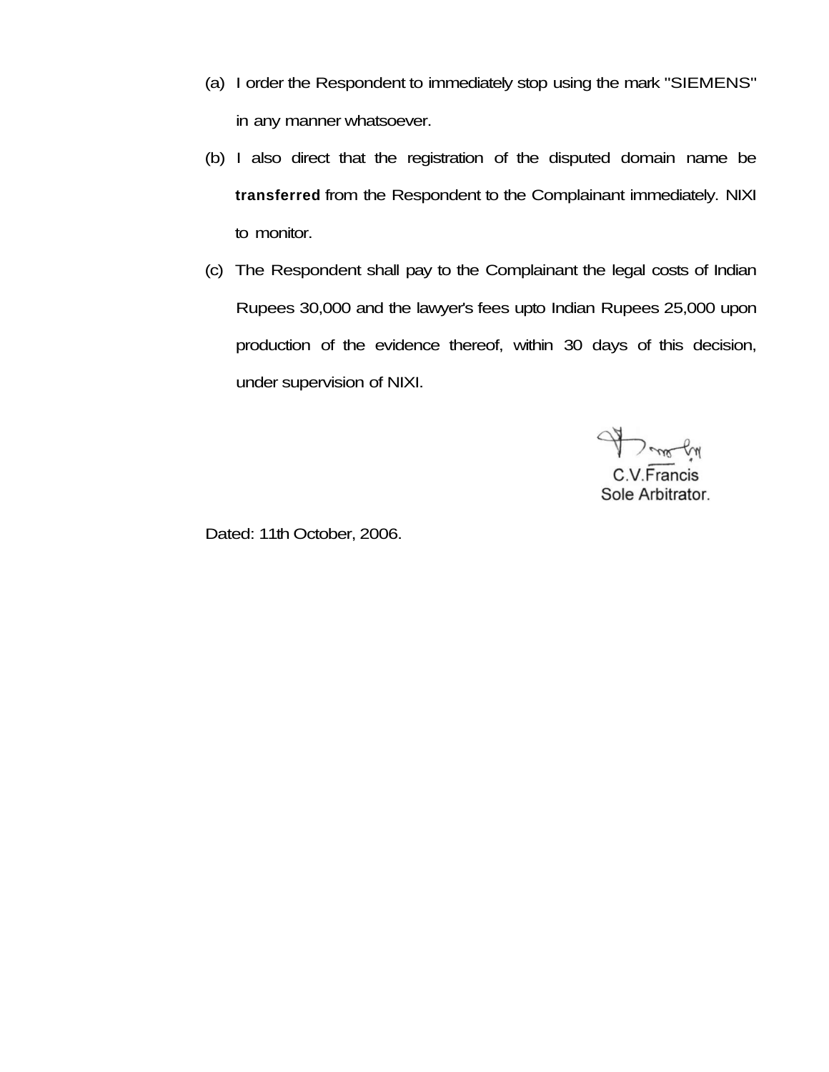(a) I order the Respondent to immediately stop using the mark "SIEMENS" in any manner whatsoever.

(b) I also direct that the registration of the disputed domain name be **transferred** from the Respondent to the Complainant immediately. NIXI to monitor.

(c) The Respondent shall pay to the Complainant the legal costs of Indian Rupees 30,000 and the lawyer's fees upto Indian Rupees 25,000 upon production of the evidence thereof, within 30 days of this decision, under supervision of NIXI.

C.V.Francis
Sole Arbitrator.

Dated: 11th October, 2006.